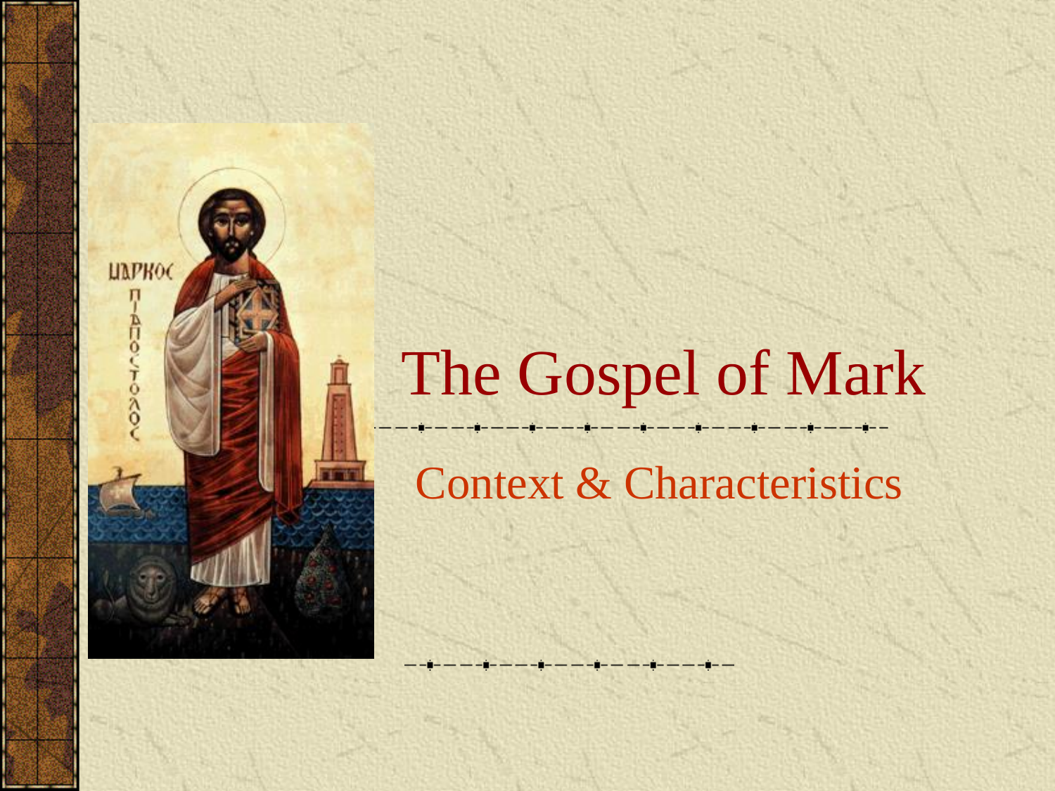# The Gospel of Mark

## Context & Characteristics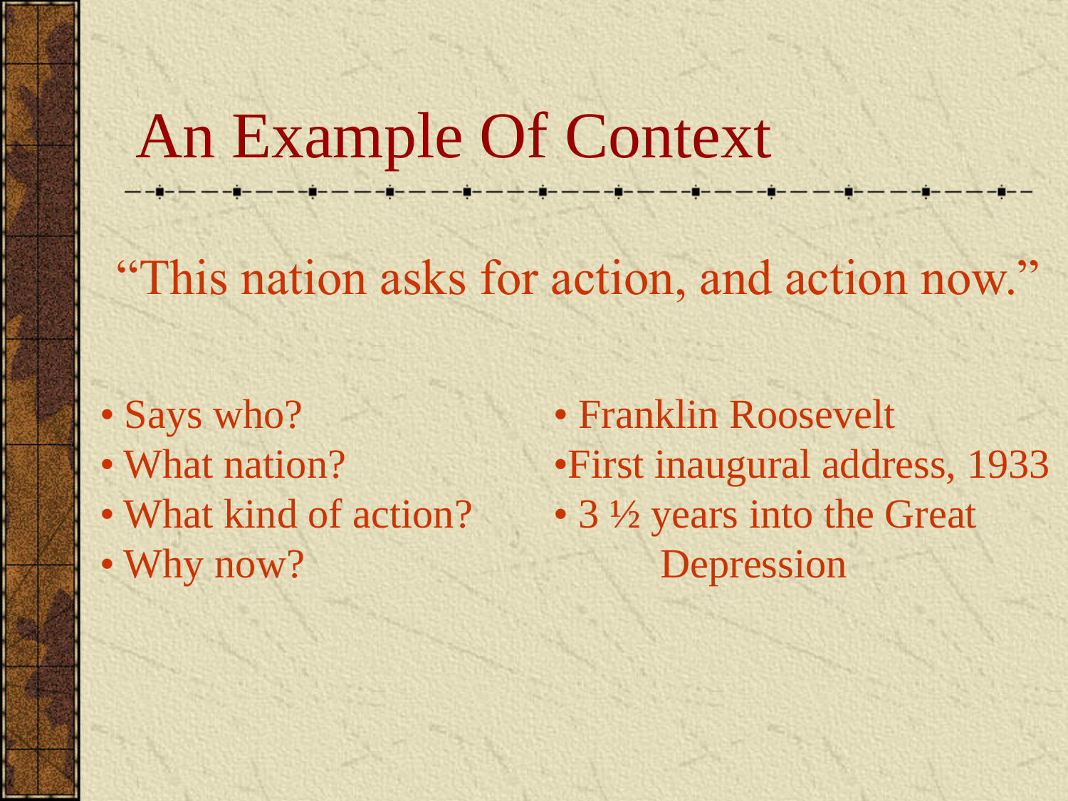# An Example Of Context

"This nation asks for action, and action now."

- Says who?
- What nation?
- What kind of action?
- Why now?

- Franklin Roosevelt
- First inaugural address, 1933
- 3 ½ years into the Great Depression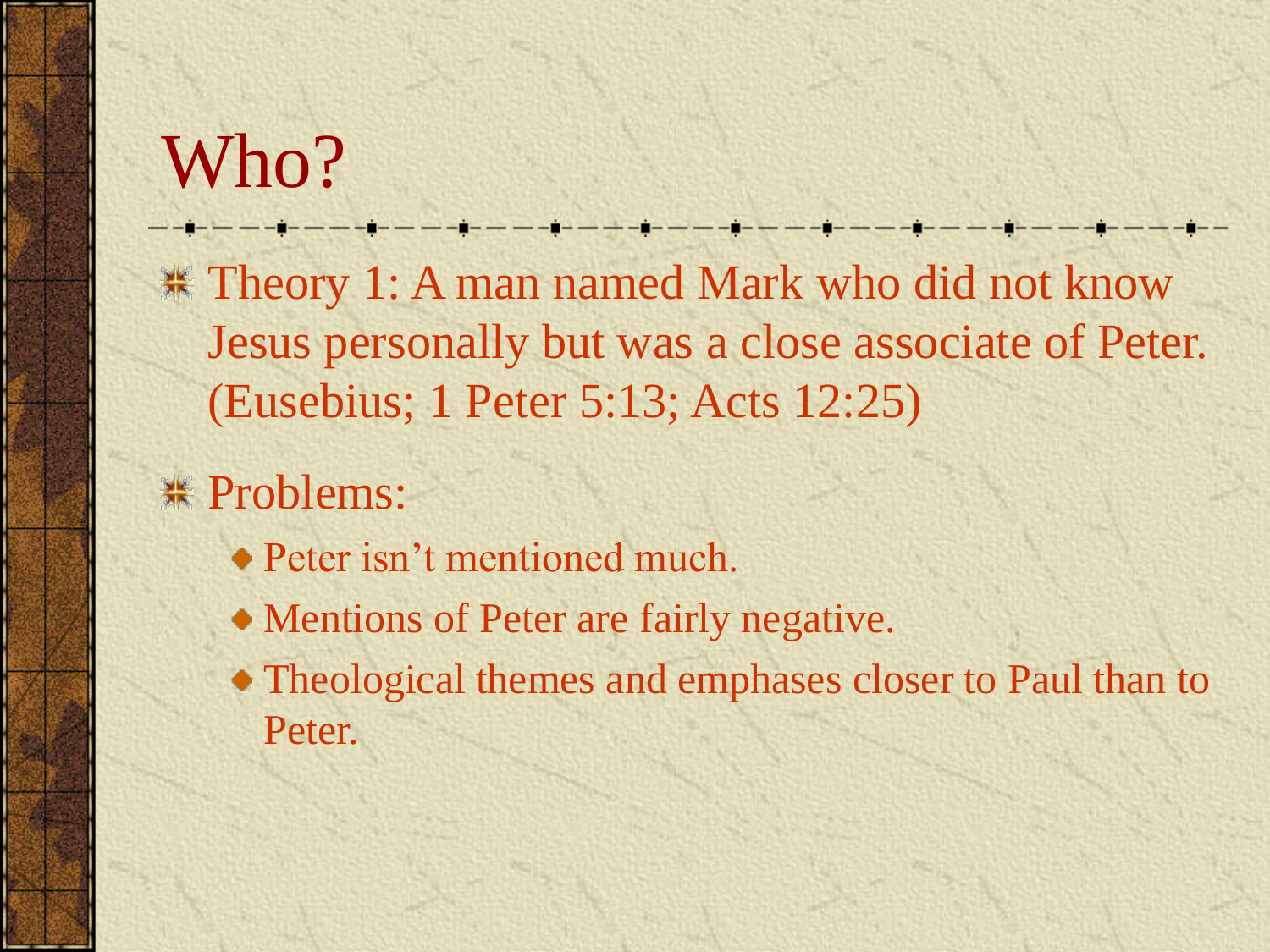# Who?

- Theory 1: A man named Mark who did not know Jesus personally but was a close associate of Peter. (Eusebius; 1 Peter 5:13; Acts 12:25)
- Problems:
  - Peter isn't mentioned much.
  - Mentions of Peter are fairly negative.
  - Theological themes and emphases closer to Paul than to Peter.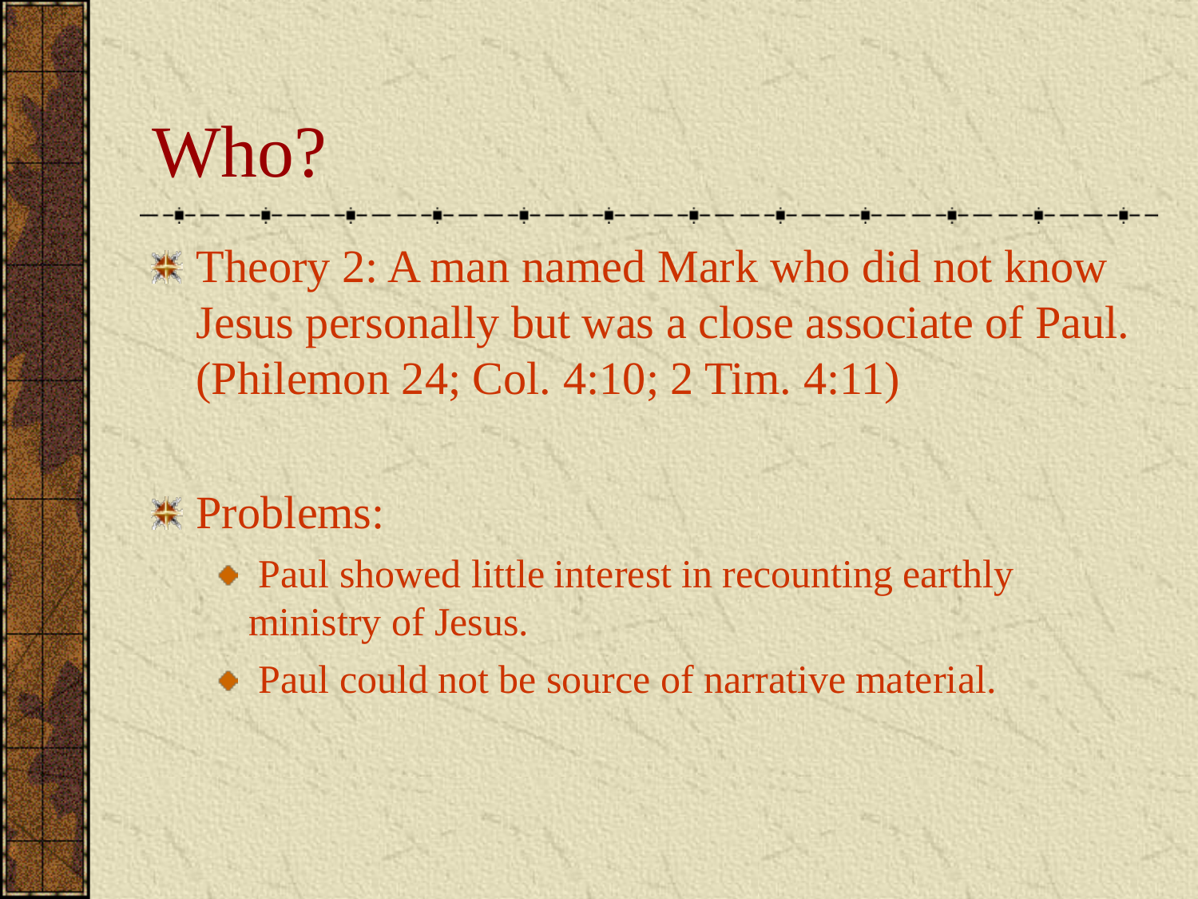# Who?

- Theory 2: A man named Mark who did not know Jesus personally but was a close associate of Paul. (Philemon 24; Col. 4:10; 2 Tim. 4:11)

- Problems:
  - Paul showed little interest in recounting earthly ministry of Jesus.
  - Paul could not be source of narrative material.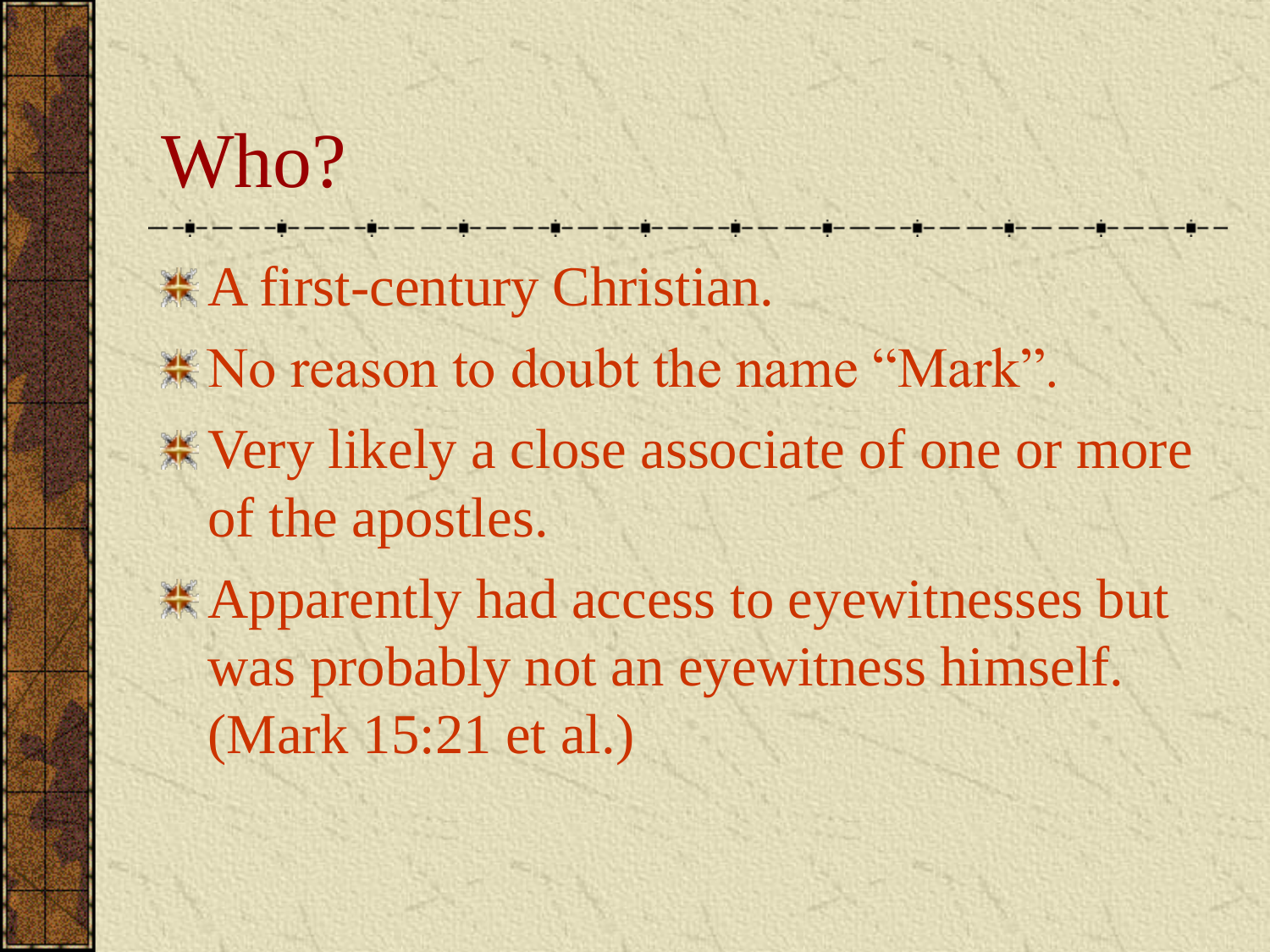# Who?

- A first-century Christian.
- No reason to doubt the name "Mark".
- Very likely a close associate of one or more of the apostles.
- Apparently had access to eyewitnesses but was probably not an eyewitness himself. (Mark 15:21 et al.)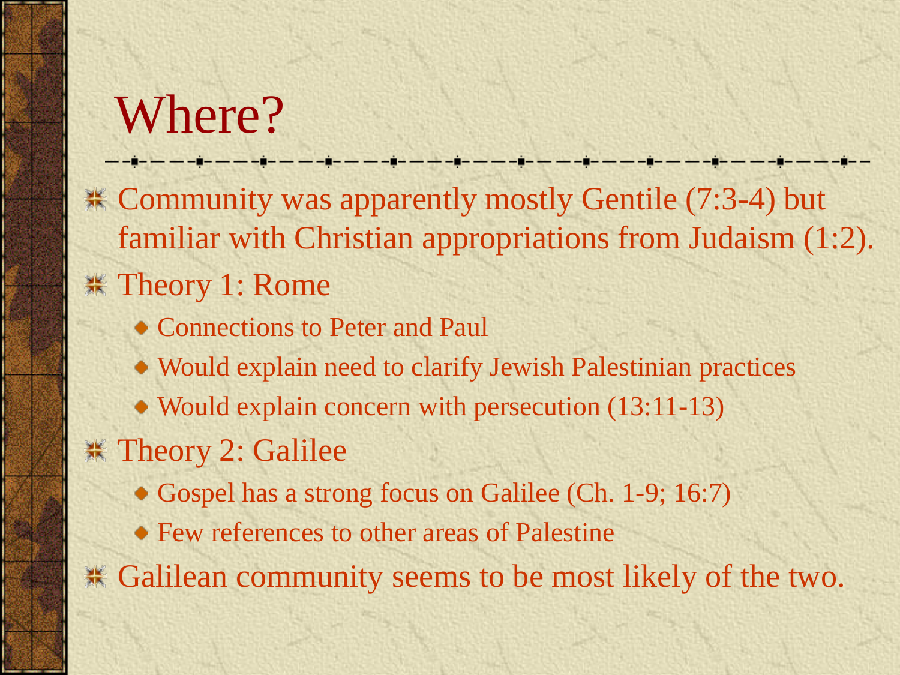# Where?

- Community was apparently mostly Gentile (7:3-4) but familiar with Christian appropriations from Judaism (1:2).
- Theory 1: Rome
  - Connections to Peter and Paul
  - Would explain need to clarify Jewish Palestinian practices
  - Would explain concern with persecution (13:11-13)
- Theory 2: Galilee
  - Gospel has a strong focus on Galilee (Ch. 1-9; 16:7)
  - Few references to other areas of Palestine
- Galilean community seems to be most likely of the two.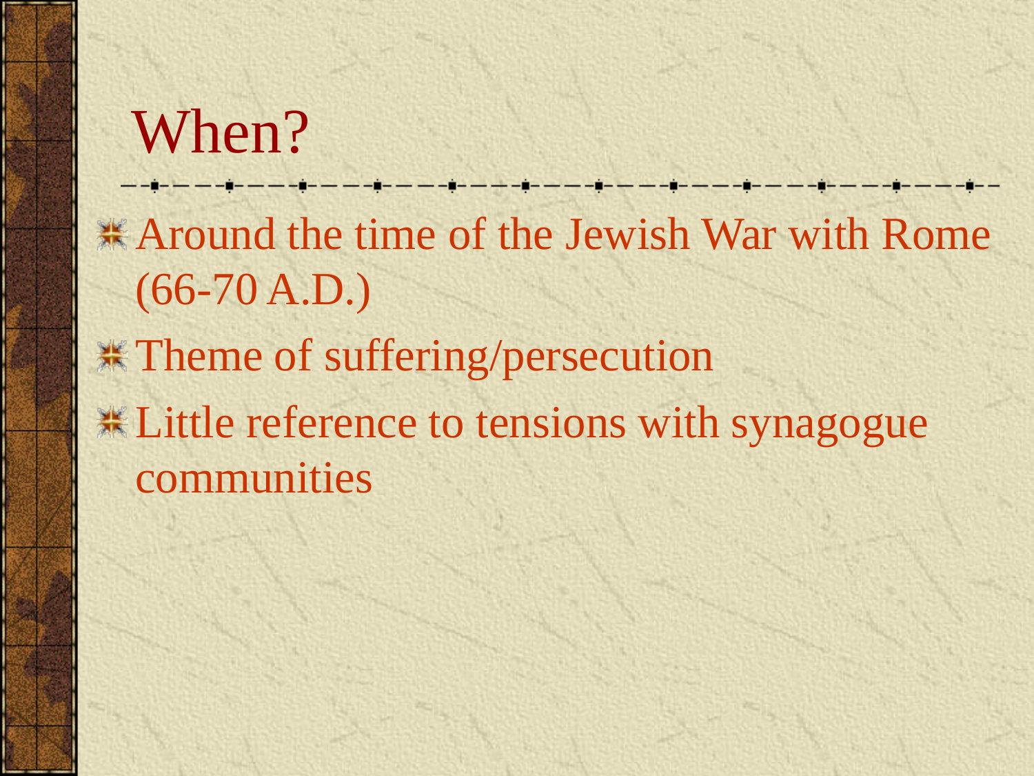# When?

- Around the time of the Jewish War with Rome (66-70 A.D.)
- Theme of suffering/persecution
- Little reference to tensions with synagogue communities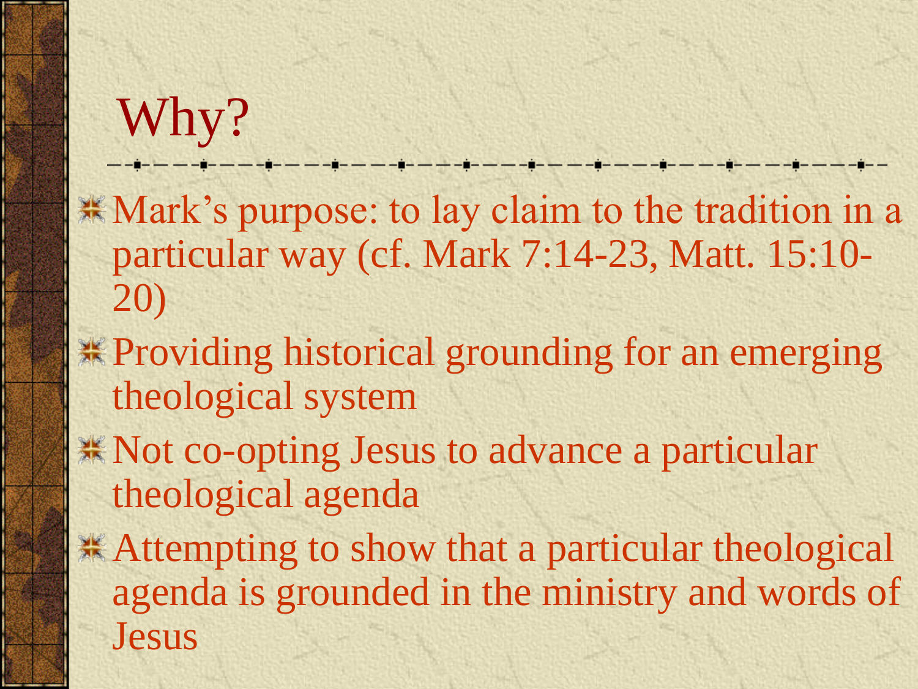# Why?

- Mark's purpose: to lay claim to the tradition in a particular way (cf. Mark 7:14-23, Matt. 15:10-20)
- Providing historical grounding for an emerging theological system
- Not co-opting Jesus to advance a particular theological agenda
- Attempting to show that a particular theological agenda is grounded in the ministry and words of Jesus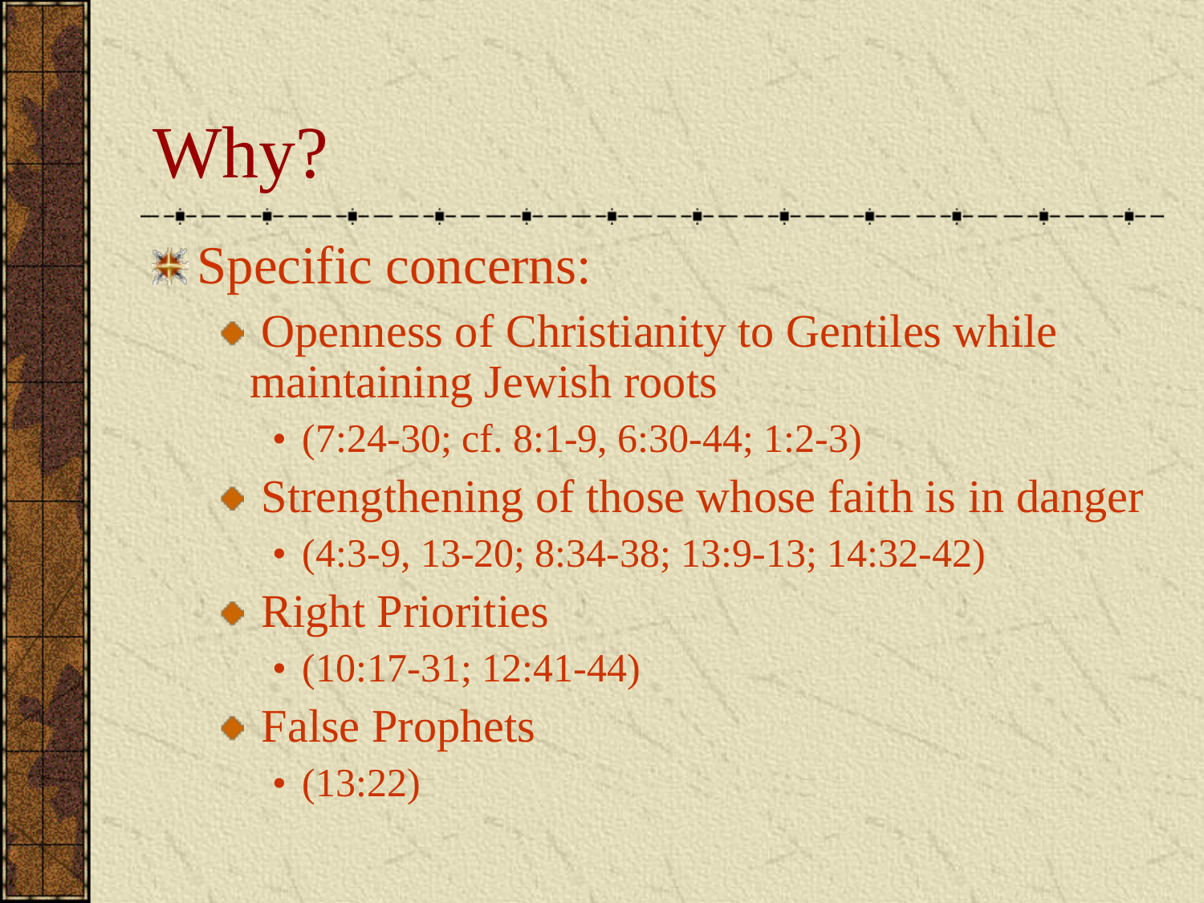# Why?

- Specific concerns:
  - Openness of Christianity to Gentiles while maintaining Jewish roots
    - (7:24-30; cf. 8:1-9, 6:30-44; 1:2-3)
  - Strengthening of those whose faith is in danger
    - (4:3-9, 13-20; 8:34-38; 13:9-13; 14:32-42)
  - Right Priorities
    - (10:17-31; 12:41-44)
  - False Prophets
    - (13:22)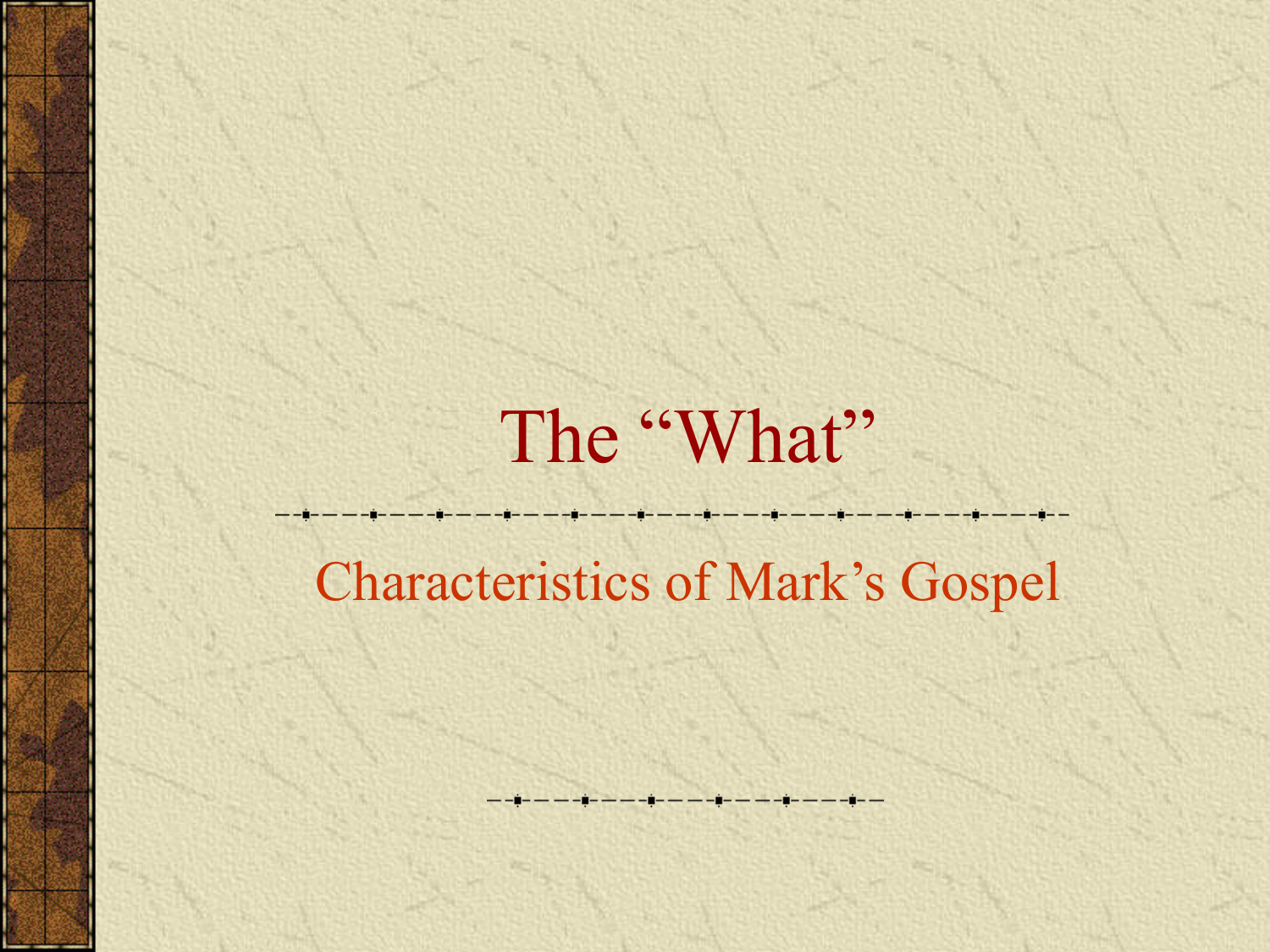# The “What”

## Characteristics of Mark’s Gospel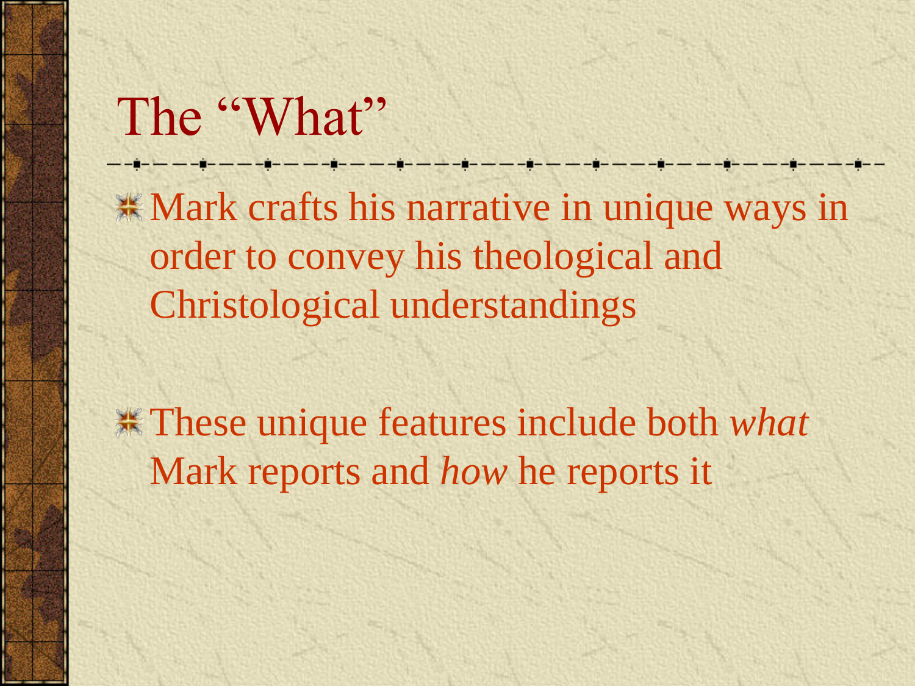# The "What"

- Mark crafts his narrative in unique ways in order to convey his theological and Christological understandings

- These unique features include both *what* Mark reports and *how* he reports it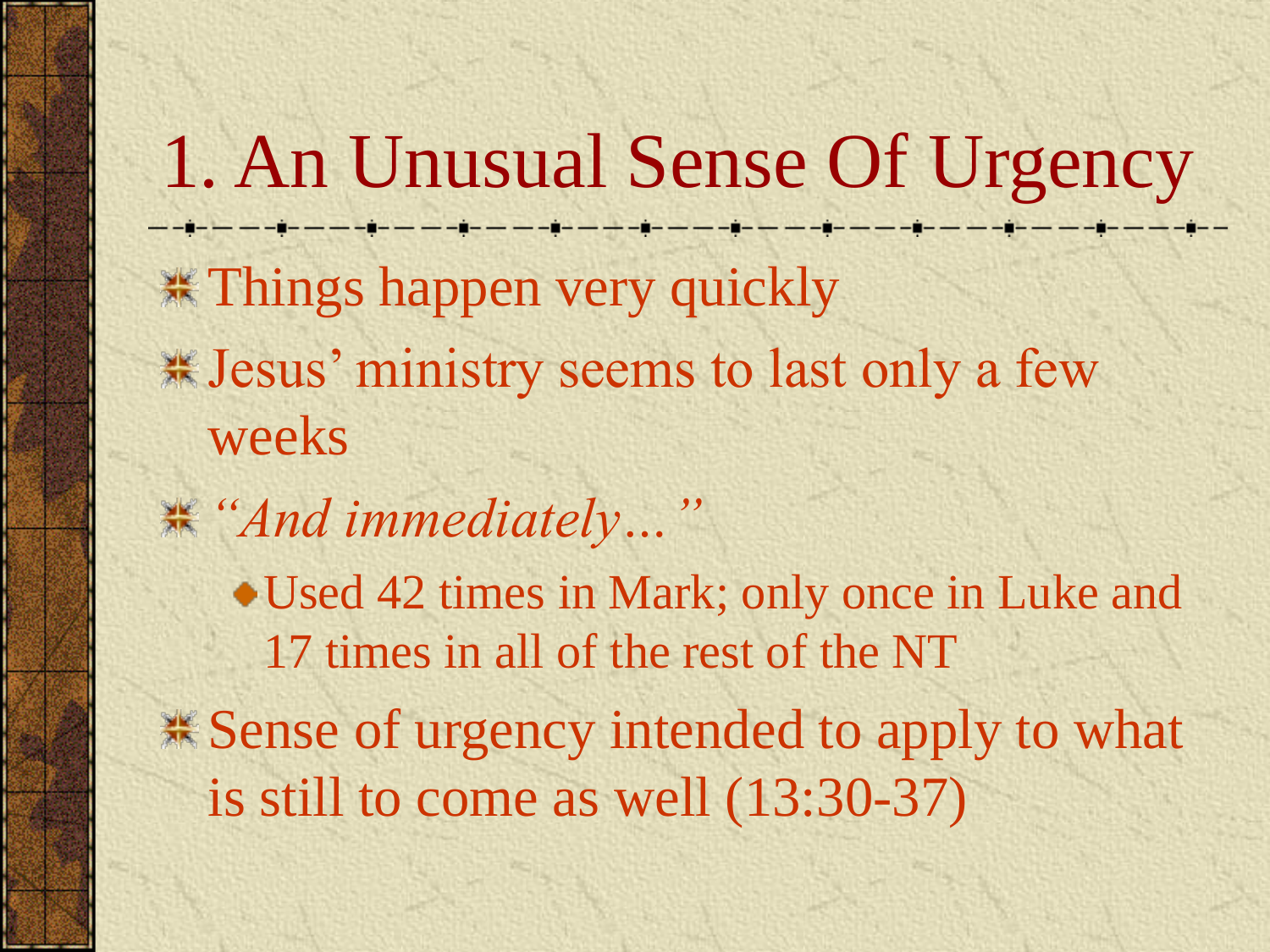# 1. An Unusual Sense Of Urgency

- Things happen very quickly
- Jesus' ministry seems to last only a few weeks
- *"And immediately…"*
  - Used 42 times in Mark; only once in Luke and 17 times in all of the rest of the NT
- Sense of urgency intended to apply to what is still to come as well (13:30-37)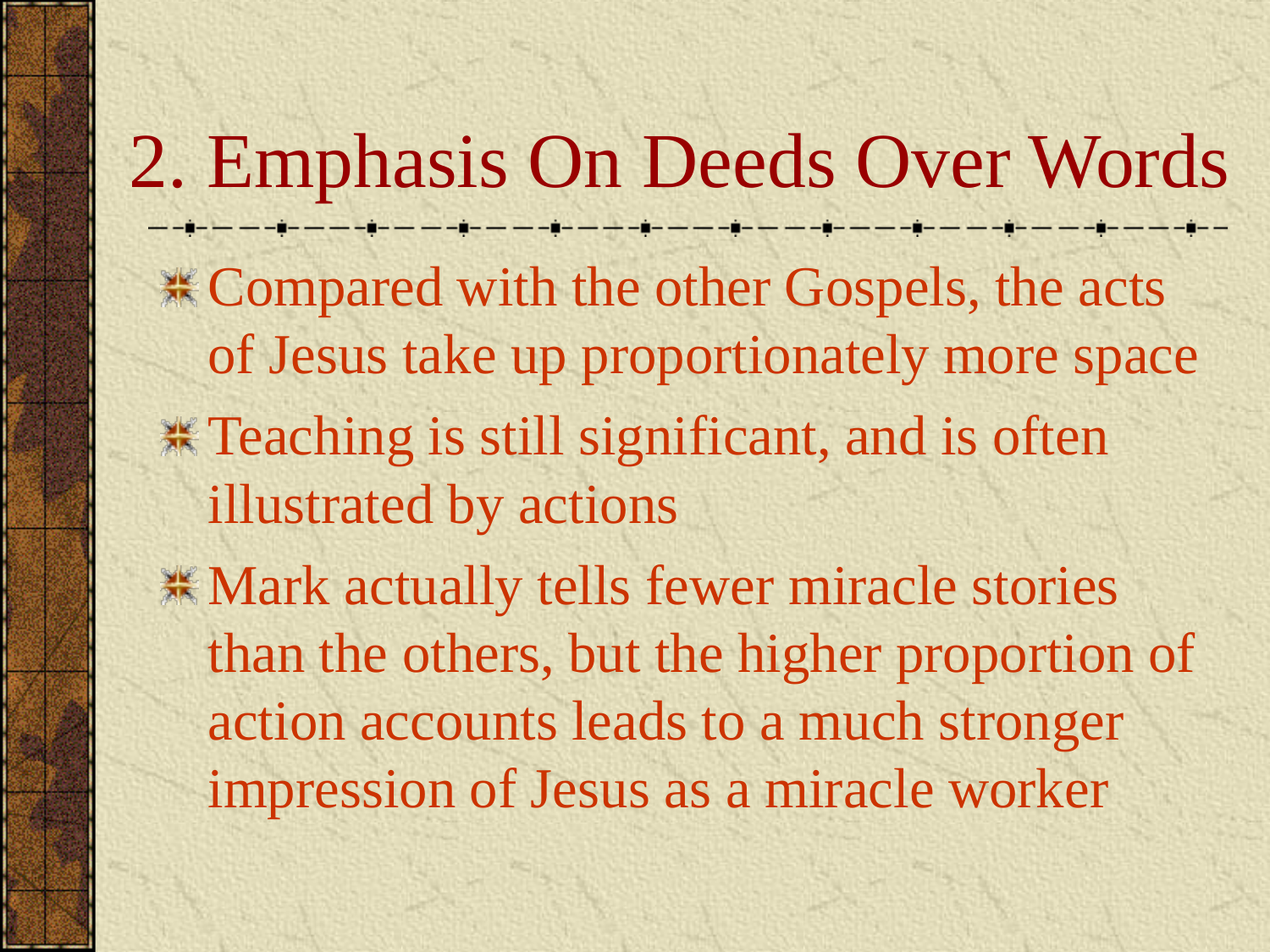# 2. Emphasis On Deeds Over Words

- Compared with the other Gospels, the acts of Jesus take up proportionately more space
- Teaching is still significant, and is often illustrated by actions
- Mark actually tells fewer miracle stories than the others, but the higher proportion of action accounts leads to a much stronger impression of Jesus as a miracle worker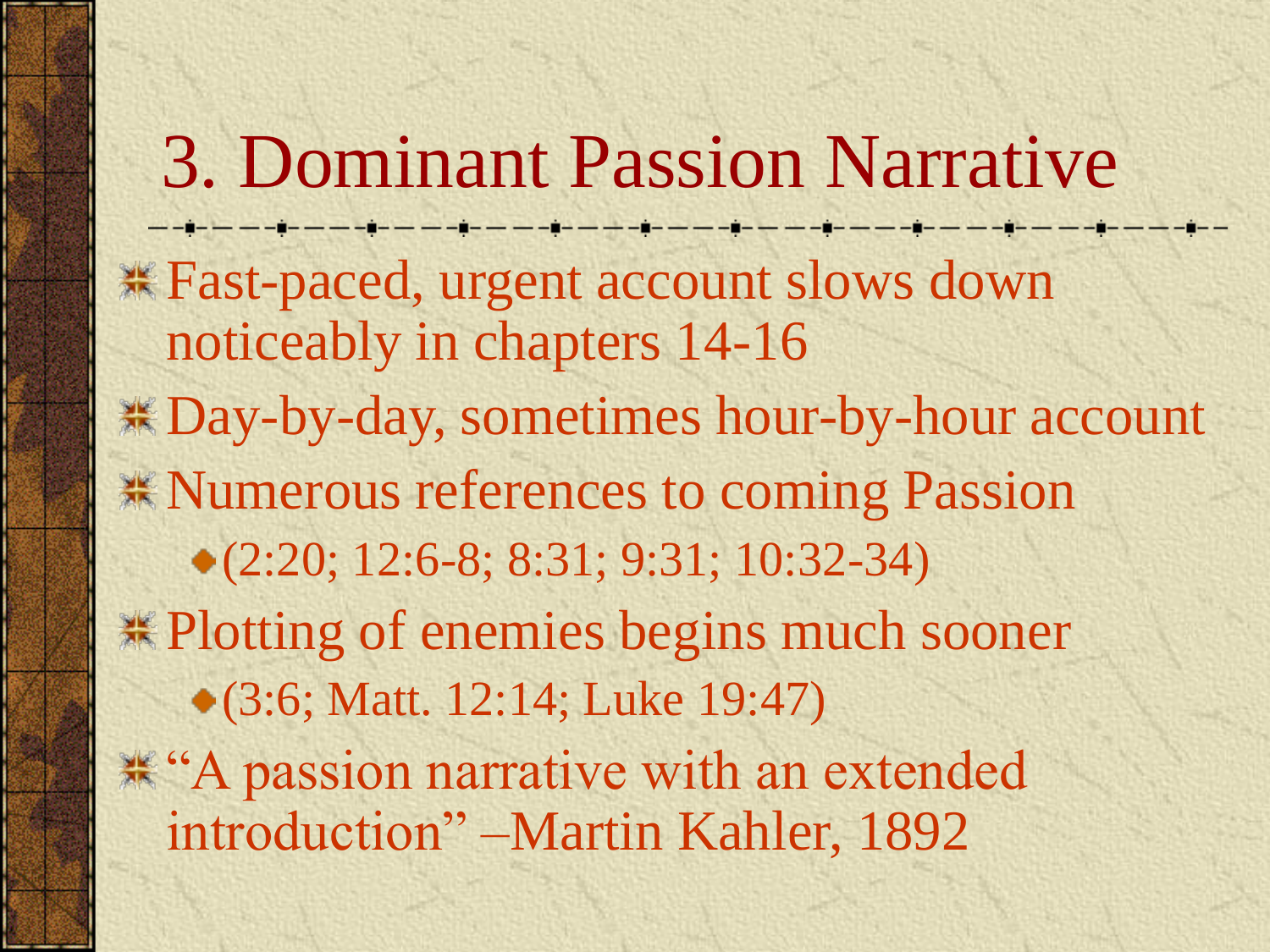# 3. Dominant Passion Narrative

- Fast-paced, urgent account slows down noticeably in chapters 14-16
- Day-by-day, sometimes hour-by-hour account
- Numerous references to coming Passion
  - (2:20; 12:6-8; 8:31; 9:31; 10:32-34)
- Plotting of enemies begins much sooner
  - (3:6; Matt. 12:14; Luke 19:47)
- "A passion narrative with an extended introduction" –Martin Kahler, 1892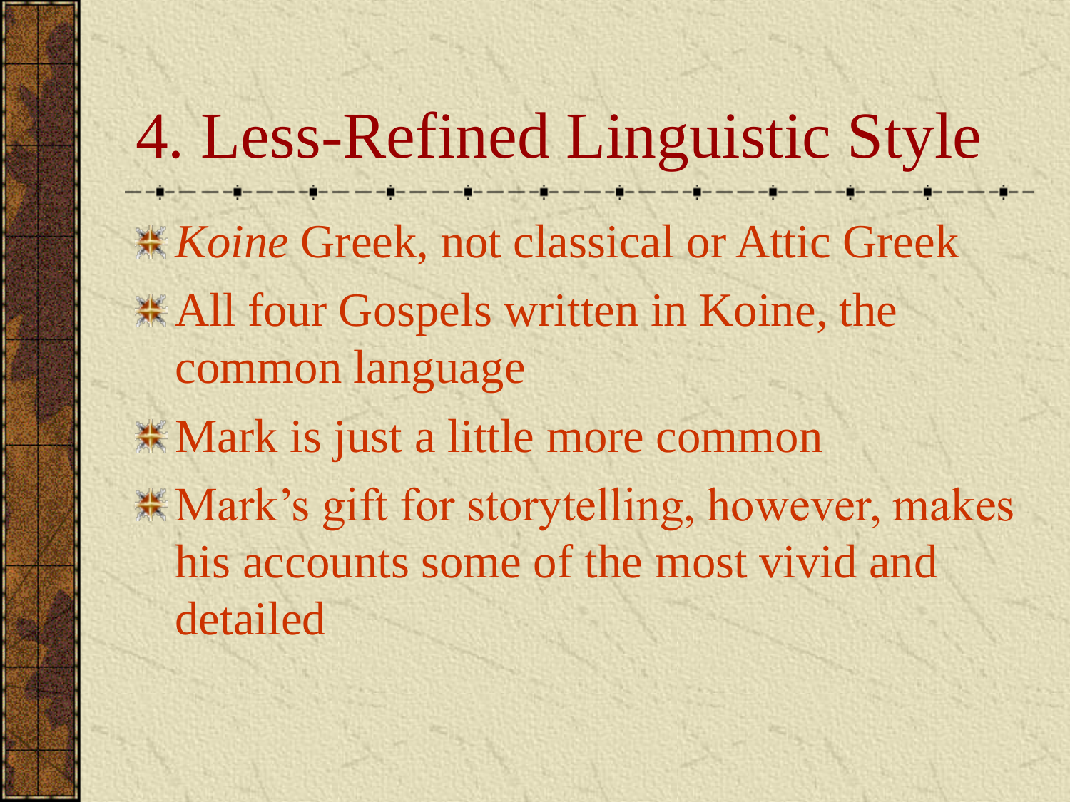# 4. Less-Refined Linguistic Style

- *Koine* Greek, not classical or Attic Greek
- All four Gospels written in Koine, the common language
- Mark is just a little more common
- Mark's gift for storytelling, however, makes his accounts some of the most vivid and detailed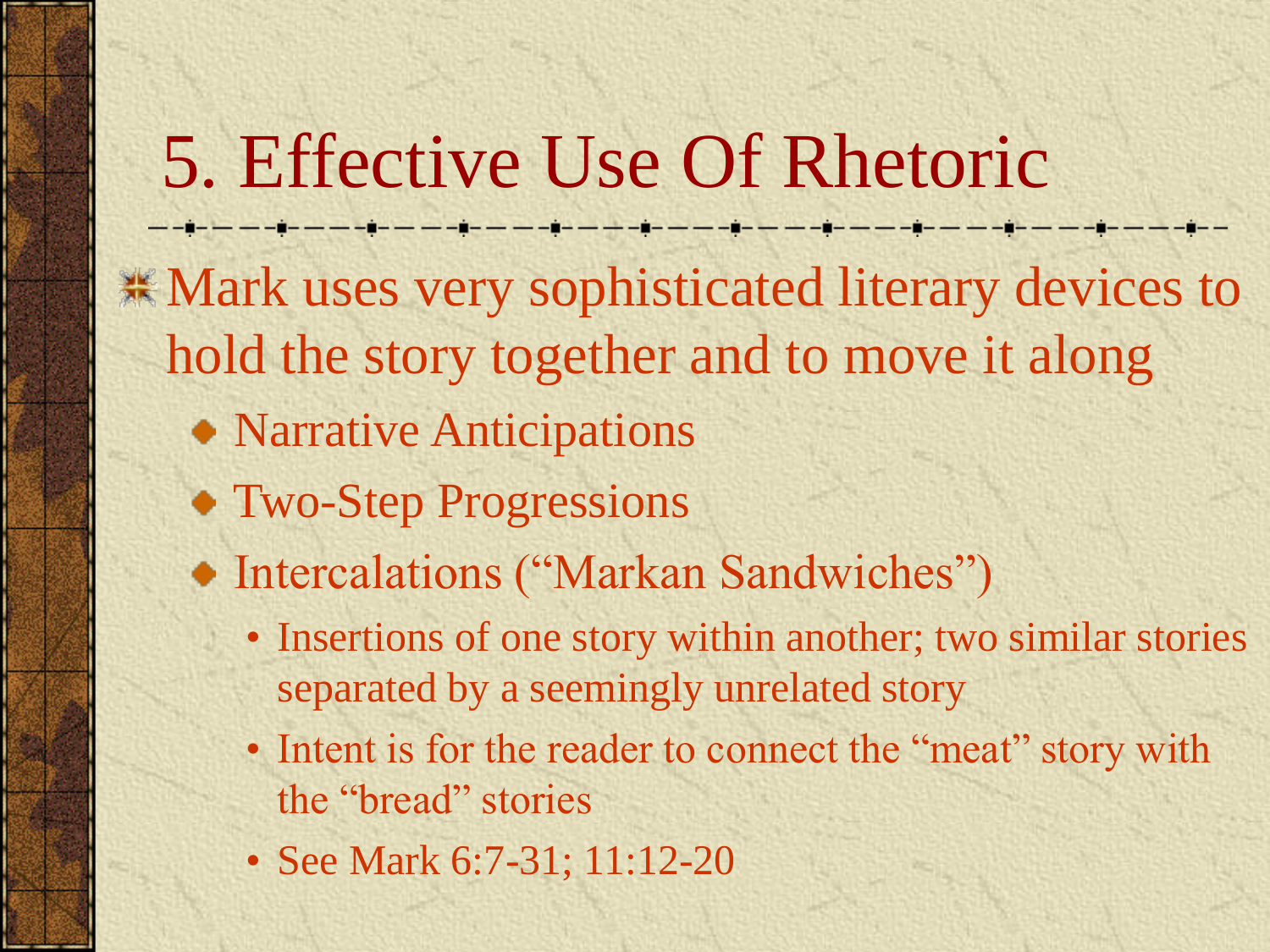# 5. Effective Use Of Rhetoric

- Mark uses very sophisticated literary devices to hold the story together and to move it along
  - Narrative Anticipations
  - Two-Step Progressions
  - Intercalations (“Markan Sandwiches”)
    - Insertions of one story within another; two similar stories separated by a seemingly unrelated story
    - Intent is for the reader to connect the “meat” story with the “bread” stories
    - See Mark 6:7-31; 11:12-20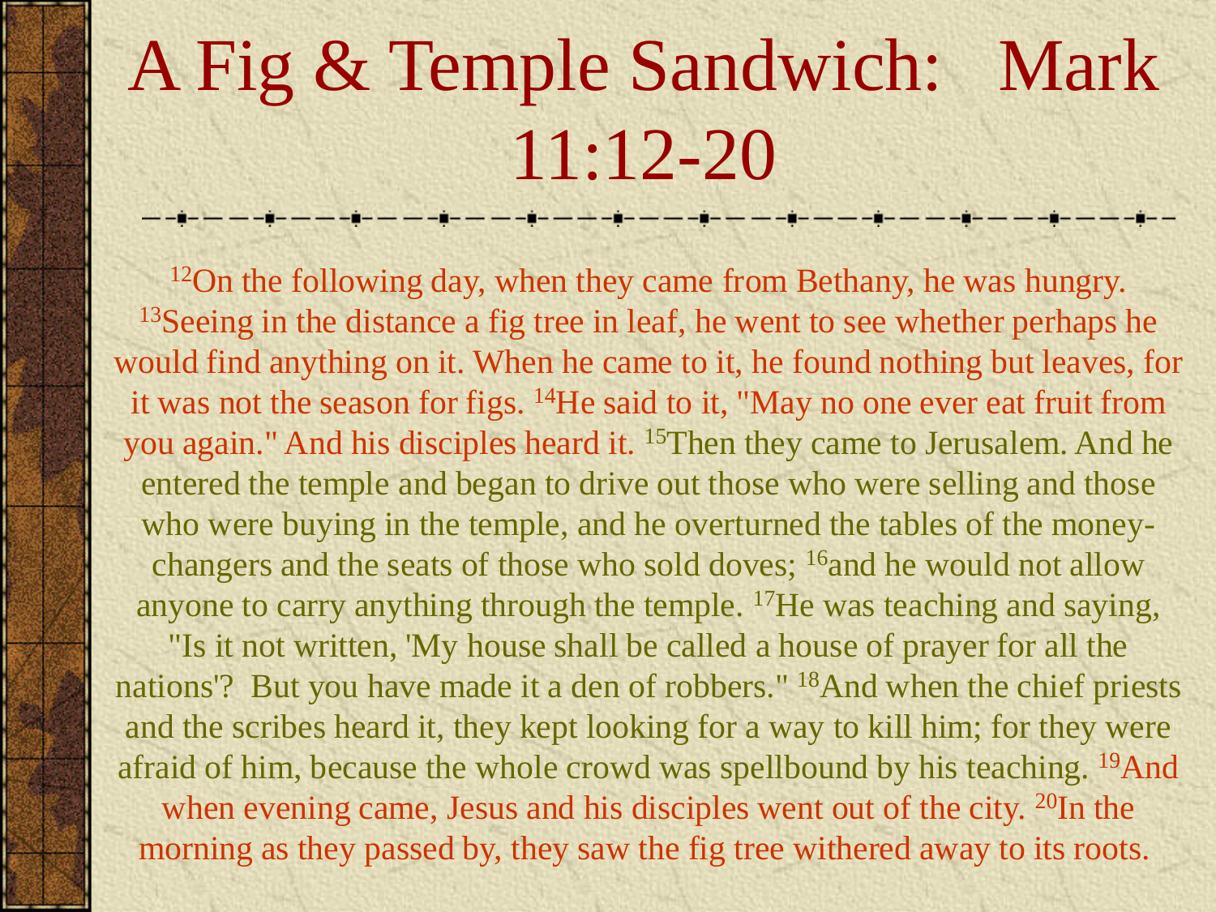# A Fig & Temple Sandwich: Mark 11:12-20

[12]On the following day, when they came from Bethany, he was hungry. [13]Seeing in the distance a fig tree in leaf, he went to see whether perhaps he would find anything on it. When he came to it, he found nothing but leaves, for it was not the season for figs. [14]He said to it, "May no one ever eat fruit from you again." And his disciples heard it. [15]Then they came to Jerusalem. And he entered the temple and began to drive out those who were selling and those who were buying in the temple, and he overturned the tables of the money-changers and the seats of those who sold doves; [16]and he would not allow anyone to carry anything through the temple. [17]He was teaching and saying, "Is it not written, 'My house shall be called a house of prayer for all the nations'? But you have made it a den of robbers." [18]And when the chief priests and the scribes heard it, they kept looking for a way to kill him; for they were afraid of him, because the whole crowd was spellbound by his teaching. [19]And when evening came, Jesus and his disciples went out of the city. [20]In the morning as they passed by, they saw the fig tree withered away to its roots.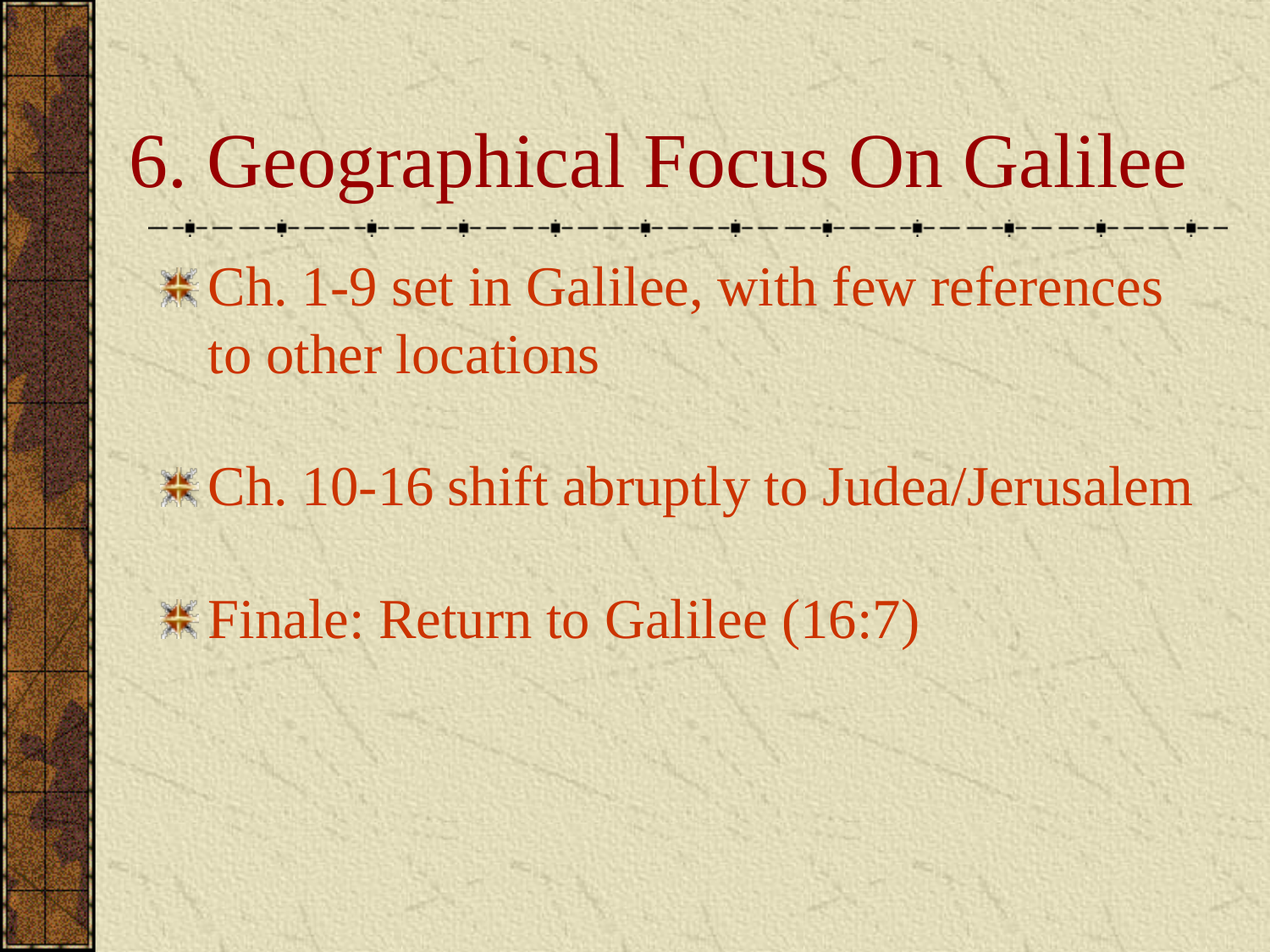# 6. Geographical Focus On Galilee

- Ch. 1-9 set in Galilee, with few references to other locations
- Ch. 10-16 shift abruptly to Judea/Jerusalem
- Finale: Return to Galilee (16:7)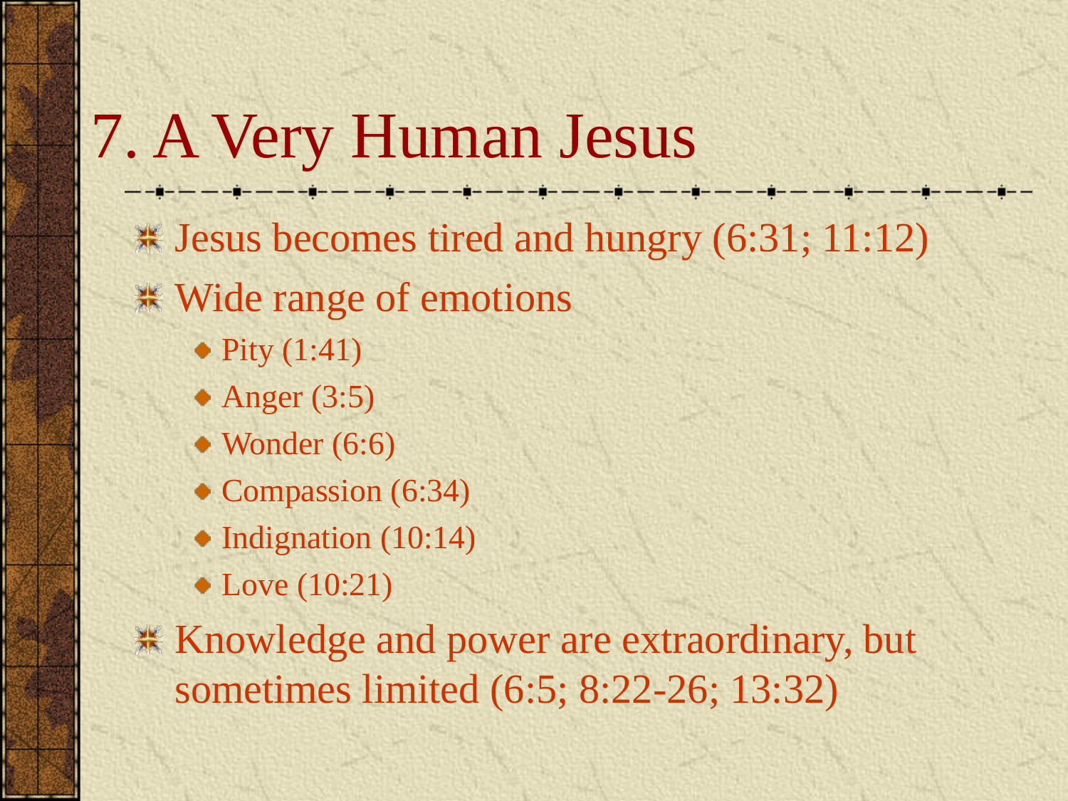# 7. A Very Human Jesus

- Jesus becomes tired and hungry (6:31; 11:12)
- Wide range of emotions
  - Pity (1:41)
  - Anger (3:5)
  - Wonder (6:6)
  - Compassion (6:34)
  - Indignation (10:14)
  - Love (10:21)
- Knowledge and power are extraordinary, but sometimes limited (6:5; 8:22-26; 13:32)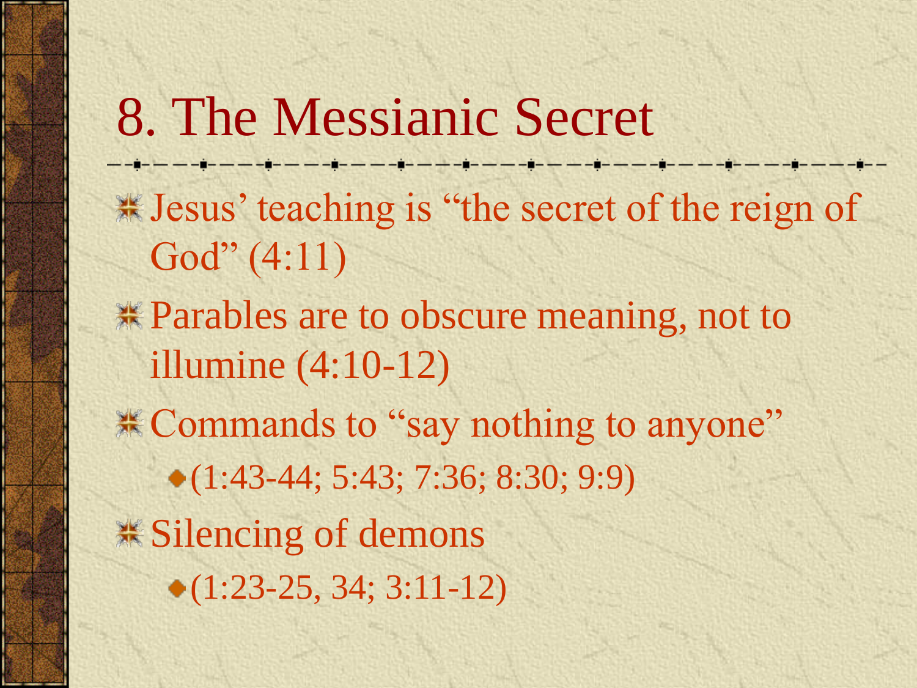# 8. The Messianic Secret

- Jesus' teaching is "the secret of the reign of God" (4:11)
- Parables are to obscure meaning, not to illumine (4:10-12)
- Commands to "say nothing to anyone"
  - (1:43-44; 5:43; 7:36; 8:30; 9:9)
- Silencing of demons
  - (1:23-25, 34; 3:11-12)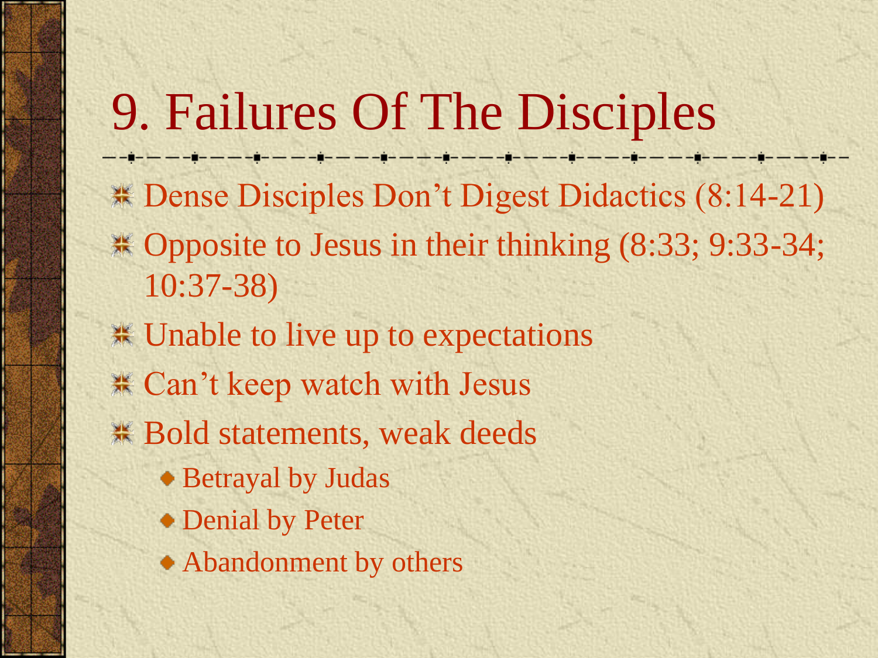# 9. Failures Of The Disciples

- Dense Disciples Don’t Digest Didactics (8:14-21)
- Opposite to Jesus in their thinking (8:33; 9:33-34; 10:37-38)
- Unable to live up to expectations
- Can’t keep watch with Jesus
- Bold statements, weak deeds
  - Betrayal by Judas
  - Denial by Peter
  - Abandonment by others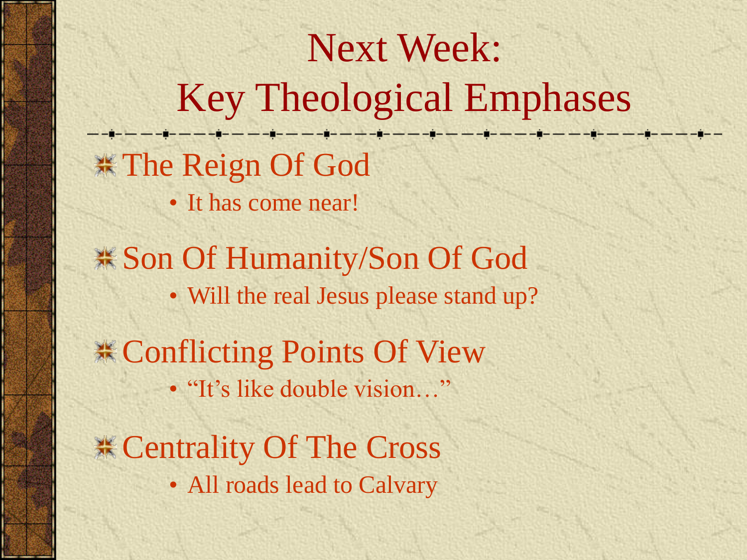# Next Week: Key Theological Emphases

- The Reign Of God
  - It has come near!
- Son Of Humanity/Son Of God
  - Will the real Jesus please stand up?
- Conflicting Points Of View
  - “It’s like double vision…”
- Centrality Of The Cross
  - All roads lead to Calvary